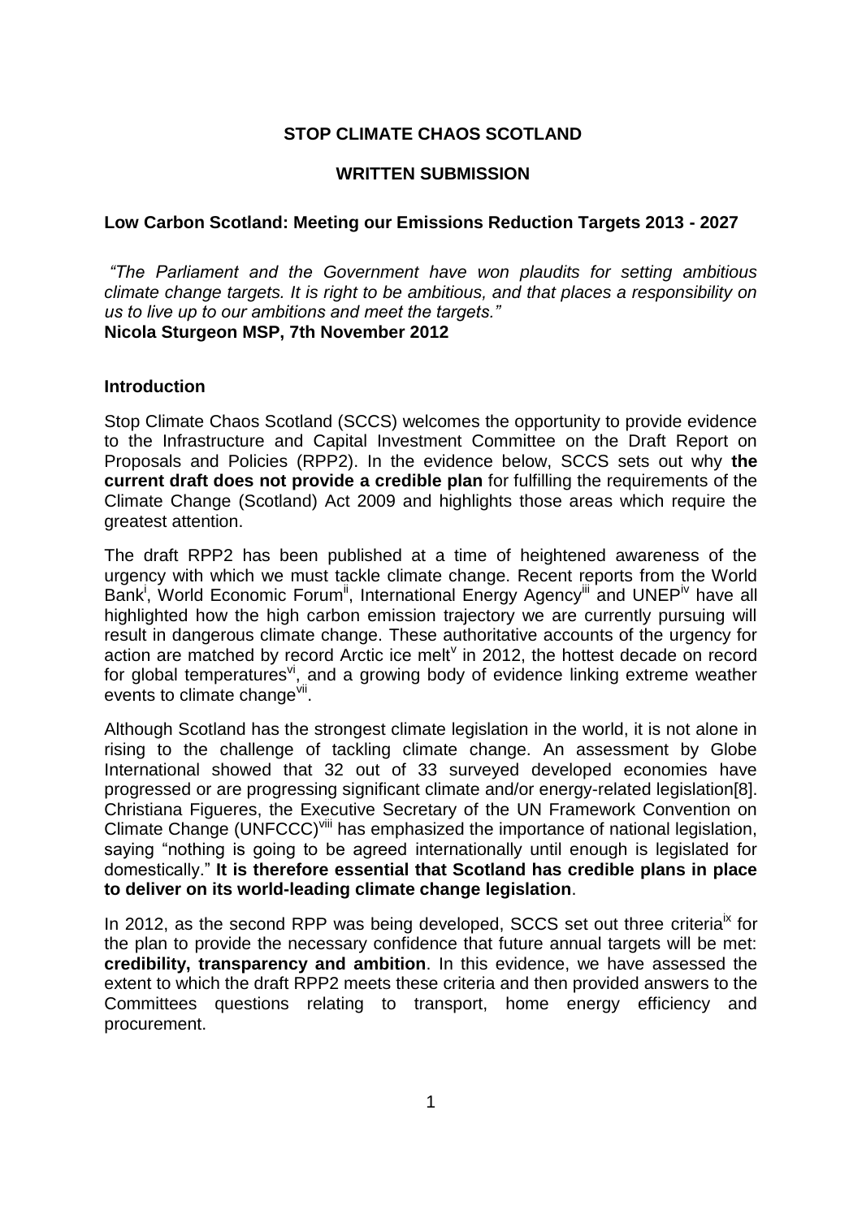# STOP CLIMATE CHAOS SCOTLAND

## WRITTEN SUBMISSION

### Low Carbon Scotland: Meeting our Emissions Reduction Targets 2013 - 2027

*"The Parliament and the Government have won plaudits for setting ambitious climate change targets. It is right to be ambitious, and that places a responsibility on us to live up to our ambitions and meet the targets."*
**Nicola Sturgeon MSP, 7th November 2012**

### Introduction

Stop Climate Chaos Scotland (SCCS) welcomes the opportunity to provide evidence to the Infrastructure and Capital Investment Committee on the Draft Report on Proposals and Policies (RPP2). In the evidence below, SCCS sets out why **the current draft does not provide a credible plan** for fulfilling the requirements of the Climate Change (Scotland) Act 2009 and highlights those areas which require the greatest attention.

The draft RPP2 has been published at a time of heightened awareness of the urgency with which we must tackle climate change. Recent reports from the World Bank[i], World Economic Forum[ii], International Energy Agency[iii] and UNEP[iv] have all highlighted how the high carbon emission trajectory we are currently pursuing will result in dangerous climate change. These authoritative accounts of the urgency for action are matched by record Arctic ice melt[v] in 2012, the hottest decade on record for global temperatures[vi], and a growing body of evidence linking extreme weather events to climate change[vii].

Although Scotland has the strongest climate legislation in the world, it is not alone in rising to the challenge of tackling climate change. An assessment by Globe International showed that 32 out of 33 surveyed developed economies have progressed or are progressing significant climate and/or energy-related legislation[8]. Christiana Figueres, the Executive Secretary of the UN Framework Convention on Climate Change (UNFCCC)[viii] has emphasized the importance of national legislation, saying "nothing is going to be agreed internationally until enough is legislated for domestically." **It is therefore essential that Scotland has credible plans in place to deliver on its world-leading climate change legislation**.

In 2012, as the second RPP was being developed, SCCS set out three criteria[ix] for the plan to provide the necessary confidence that future annual targets will be met: **credibility, transparency and ambition**. In this evidence, we have assessed the extent to which the draft RPP2 meets these criteria and then provided answers to the Committees questions relating to transport, home energy efficiency and procurement.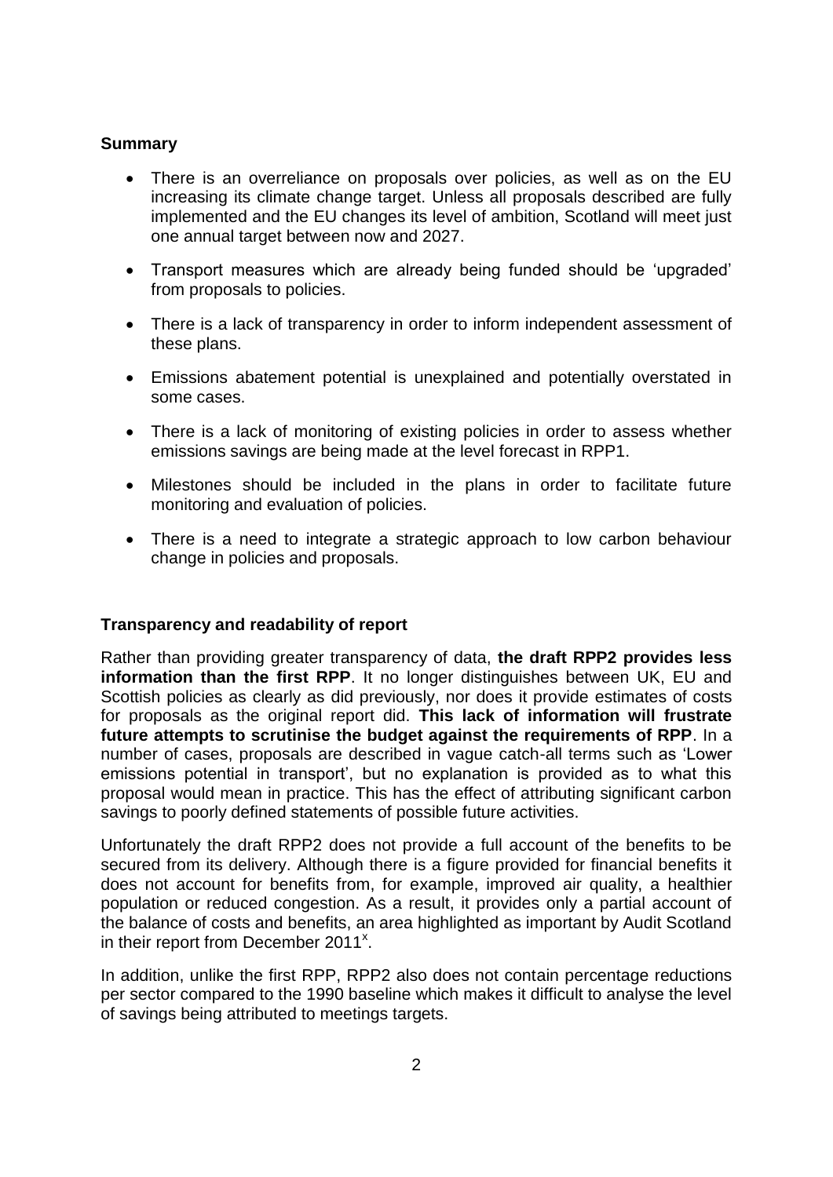**Summary**

- There is an overreliance on proposals over policies, as well as on the EU increasing its climate change target. Unless all proposals described are fully implemented and the EU changes its level of ambition, Scotland will meet just one annual target between now and 2027.
- Transport measures which are already being funded should be 'upgraded' from proposals to policies.
- There is a lack of transparency in order to inform independent assessment of these plans.
- Emissions abatement potential is unexplained and potentially overstated in some cases.
- There is a lack of monitoring of existing policies in order to assess whether emissions savings are being made at the level forecast in RPP1.
- Milestones should be included in the plans in order to facilitate future monitoring and evaluation of policies.
- There is a need to integrate a strategic approach to low carbon behaviour change in policies and proposals.

**Transparency and readability of report**

Rather than providing greater transparency of data, **the draft RPP2 provides less information than the first RPP**. It no longer distinguishes between UK, EU and Scottish policies as clearly as did previously, nor does it provide estimates of costs for proposals as the original report did. **This lack of information will frustrate future attempts to scrutinise the budget against the requirements of RPP**. In a number of cases, proposals are described in vague catch-all terms such as 'Lower emissions potential in transport', but no explanation is provided as to what this proposal would mean in practice. This has the effect of attributing significant carbon savings to poorly defined statements of possible future activities.

Unfortunately the draft RPP2 does not provide a full account of the benefits to be secured from its delivery. Although there is a figure provided for financial benefits it does not account for benefits from, for example, improved air quality, a healthier population or reduced congestion. As a result, it provides only a partial account of the balance of costs and benefits, an area highlighted as important by Audit Scotland in their report from December 2011[x].

In addition, unlike the first RPP, RPP2 also does not contain percentage reductions per sector compared to the 1990 baseline which makes it difficult to analyse the level of savings being attributed to meetings targets.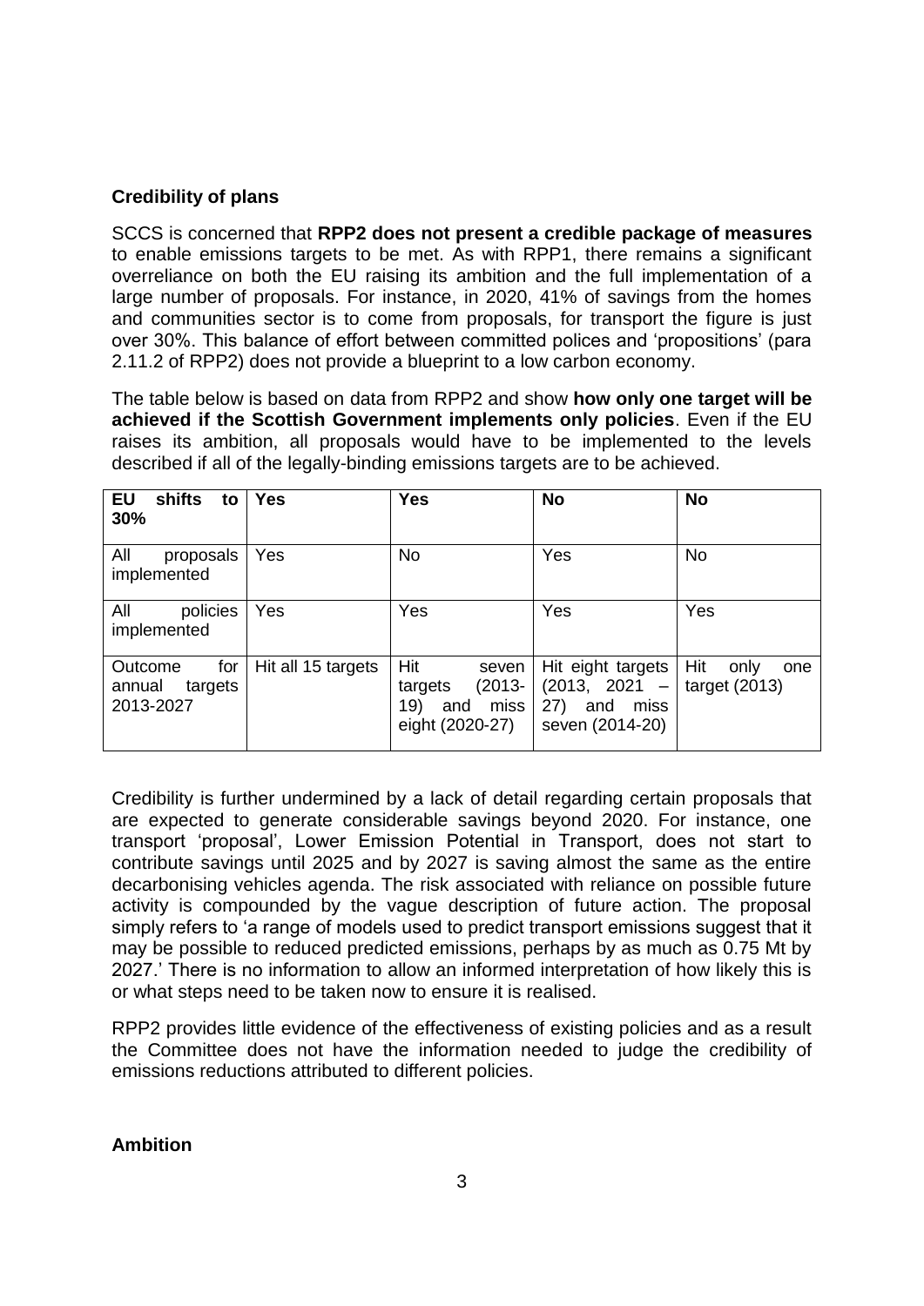**Credibility of plans**

SCCS is concerned that **RPP2 does not present a credible package of measures** to enable emissions targets to be met. As with RPP1, there remains a significant overreliance on both the EU raising its ambition and the full implementation of a large number of proposals. For instance, in 2020, 41% of savings from the homes and communities sector is to come from proposals, for transport the figure is just over 30%. This balance of effort between committed polices and 'propositions' (para 2.11.2 of RPP2) does not provide a blueprint to a low carbon economy.

The table below is based on data from RPP2 and show **how only one target will be achieved if the Scottish Government implements only policies**. Even if the EU raises its ambition, all proposals would have to be implemented to the levels described if all of the legally-binding emissions targets are to be achieved.

| **EU shifts to 30%** | **Yes** | **Yes** | **No** | **No** |
|---|---|---|---|---|
| All proposals implemented | Yes | No | Yes | No |
| All policies implemented | Yes | Yes | Yes | Yes |
| Outcome for annual targets 2013-2027 | Hit all 15 targets | Hit seven targets (2013-19) and miss eight (2020-27) | Hit eight targets (2013, 2021 – 27) and miss seven (2014-20) | Hit only one target (2013) |

Credibility is further undermined by a lack of detail regarding certain proposals that are expected to generate considerable savings beyond 2020. For instance, one transport 'proposal', Lower Emission Potential in Transport, does not start to contribute savings until 2025 and by 2027 is saving almost the same as the entire decarbonising vehicles agenda. The risk associated with reliance on possible future activity is compounded by the vague description of future action. The proposal simply refers to 'a range of models used to predict transport emissions suggest that it may be possible to reduced predicted emissions, perhaps by as much as 0.75 Mt by 2027.' There is no information to allow an informed interpretation of how likely this is or what steps need to be taken now to ensure it is realised.

RPP2 provides little evidence of the effectiveness of existing policies and as a result the Committee does not have the information needed to judge the credibility of emissions reductions attributed to different policies.

**Ambition**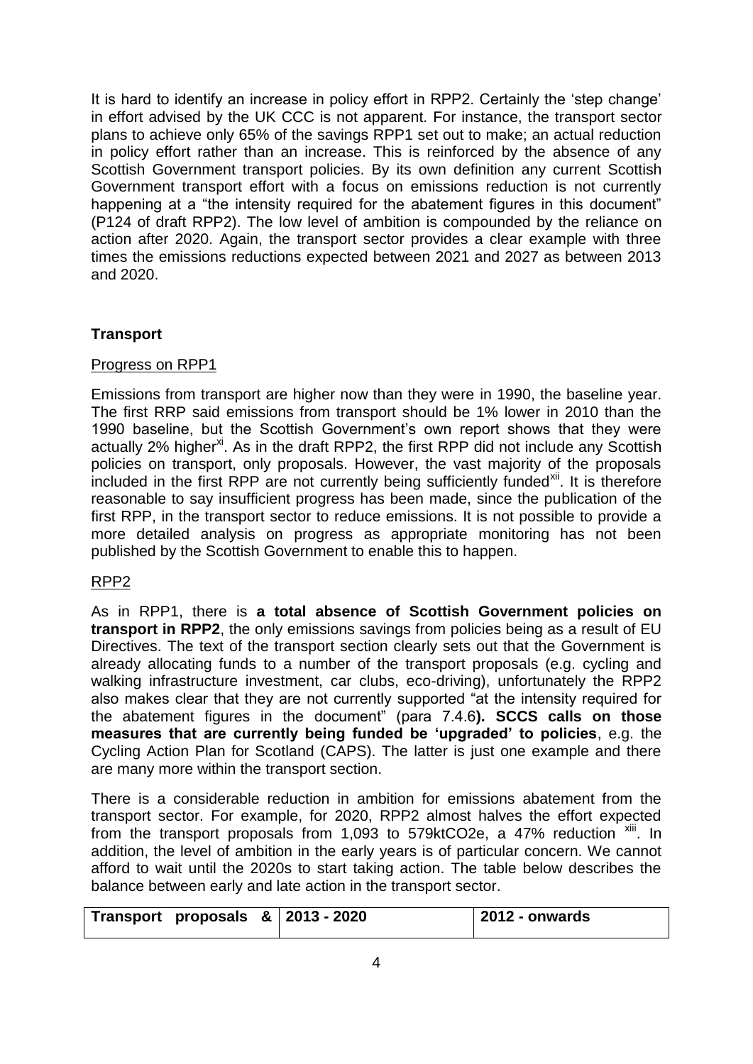It is hard to identify an increase in policy effort in RPP2. Certainly the 'step change' in effort advised by the UK CCC is not apparent. For instance, the transport sector plans to achieve only 65% of the savings RPP1 set out to make; an actual reduction in policy effort rather than an increase. This is reinforced by the absence of any Scottish Government transport policies. By its own definition any current Scottish Government transport effort with a focus on emissions reduction is not currently happening at a "the intensity required for the abatement figures in this document" (P124 of draft RPP2). The low level of ambition is compounded by the reliance on action after 2020. Again, the transport sector provides a clear example with three times the emissions reductions expected between 2021 and 2027 as between 2013 and 2020.

## Transport

### Progress on RPP1

Emissions from transport are higher now than they were in 1990, the baseline year. The first RRP said emissions from transport should be 1% lower in 2010 than the 1990 baseline, but the Scottish Government's own report shows that they were actually 2% higher[xi]. As in the draft RPP2, the first RPP did not include any Scottish policies on transport, only proposals. However, the vast majority of the proposals included in the first RPP are not currently being sufficiently funded[xii]. It is therefore reasonable to say insufficient progress has been made, since the publication of the first RPP, in the transport sector to reduce emissions. It is not possible to provide a more detailed analysis on progress as appropriate monitoring has not been published by the Scottish Government to enable this to happen.

### RPP2

As in RPP1, there is **a total absence of Scottish Government policies on transport in RPP2**, the only emissions savings from policies being as a result of EU Directives. The text of the transport section clearly sets out that the Government is already allocating funds to a number of the transport proposals (e.g. cycling and walking infrastructure investment, car clubs, eco-driving), unfortunately the RPP2 also makes clear that they are not currently supported "at the intensity required for the abatement figures in the document" (para 7.4.6**). SCCS calls on those measures that are currently being funded be 'upgraded' to policies**, e.g. the Cycling Action Plan for Scotland (CAPS). The latter is just one example and there are many more within the transport section.

There is a considerable reduction in ambition for emissions abatement from the transport sector. For example, for 2020, RPP2 almost halves the effort expected from the transport proposals from 1,093 to 579ktCO2e, a 47% reduction [xiii]. In addition, the level of ambition in the early years is of particular concern. We cannot afford to wait until the 2020s to start taking action. The table below describes the balance between early and late action in the transport sector.

| Transport proposals & | 2013 - 2020 | 2012 - onwards |
|---|---|---|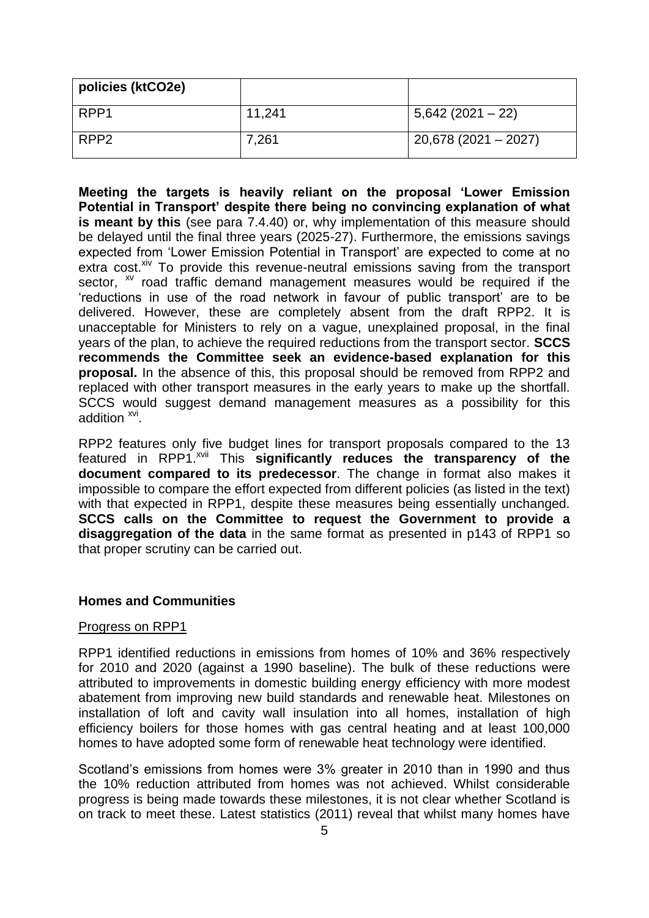| policies (ktCO2e) | | |
|---|---|---|
| RPP1 | 11,241 | 5,642 (2021 – 22) |
| RPP2 | 7,261 | 20,678 (2021 – 2027) |

**Meeting the targets is heavily reliant on the proposal 'Lower Emission Potential in Transport' despite there being no convincing explanation of what is meant by this** (see para 7.4.40) or, why implementation of this measure should be delayed until the final three years (2025-27). Furthermore, the emissions savings expected from 'Lower Emission Potential in Transport' are expected to come at no extra cost.[xiv] To provide this revenue-neutral emissions saving from the transport sector, [xv] road traffic demand management measures would be required if the 'reductions in use of the road network in favour of public transport' are to be delivered. However, these are completely absent from the draft RPP2. It is unacceptable for Ministers to rely on a vague, unexplained proposal, in the final years of the plan, to achieve the required reductions from the transport sector. **SCCS recommends the Committee seek an evidence-based explanation for this proposal.** In the absence of this, this proposal should be removed from RPP2 and replaced with other transport measures in the early years to make up the shortfall. SCCS would suggest demand management measures as a possibility for this addition [xvi].

RPP2 features only five budget lines for transport proposals compared to the 13 featured in RPP1.[xvii] This **significantly reduces the transparency of the document compared to its predecessor**. The change in format also makes it impossible to compare the effort expected from different policies (as listed in the text) with that expected in RPP1, despite these measures being essentially unchanged. **SCCS calls on the Committee to request the Government to provide a disaggregation of the data** in the same format as presented in p143 of RPP1 so that proper scrutiny can be carried out.

### Homes and Communities

Progress on RPP1

RPP1 identified reductions in emissions from homes of 10% and 36% respectively for 2010 and 2020 (against a 1990 baseline). The bulk of these reductions were attributed to improvements in domestic building energy efficiency with more modest abatement from improving new build standards and renewable heat. Milestones on installation of loft and cavity wall insulation into all homes, installation of high efficiency boilers for those homes with gas central heating and at least 100,000 homes to have adopted some form of renewable heat technology were identified.

Scotland's emissions from homes were 3% greater in 2010 than in 1990 and thus the 10% reduction attributed from homes was not achieved. Whilst considerable progress is being made towards these milestones, it is not clear whether Scotland is on track to meet these. Latest statistics (2011) reveal that whilst many homes have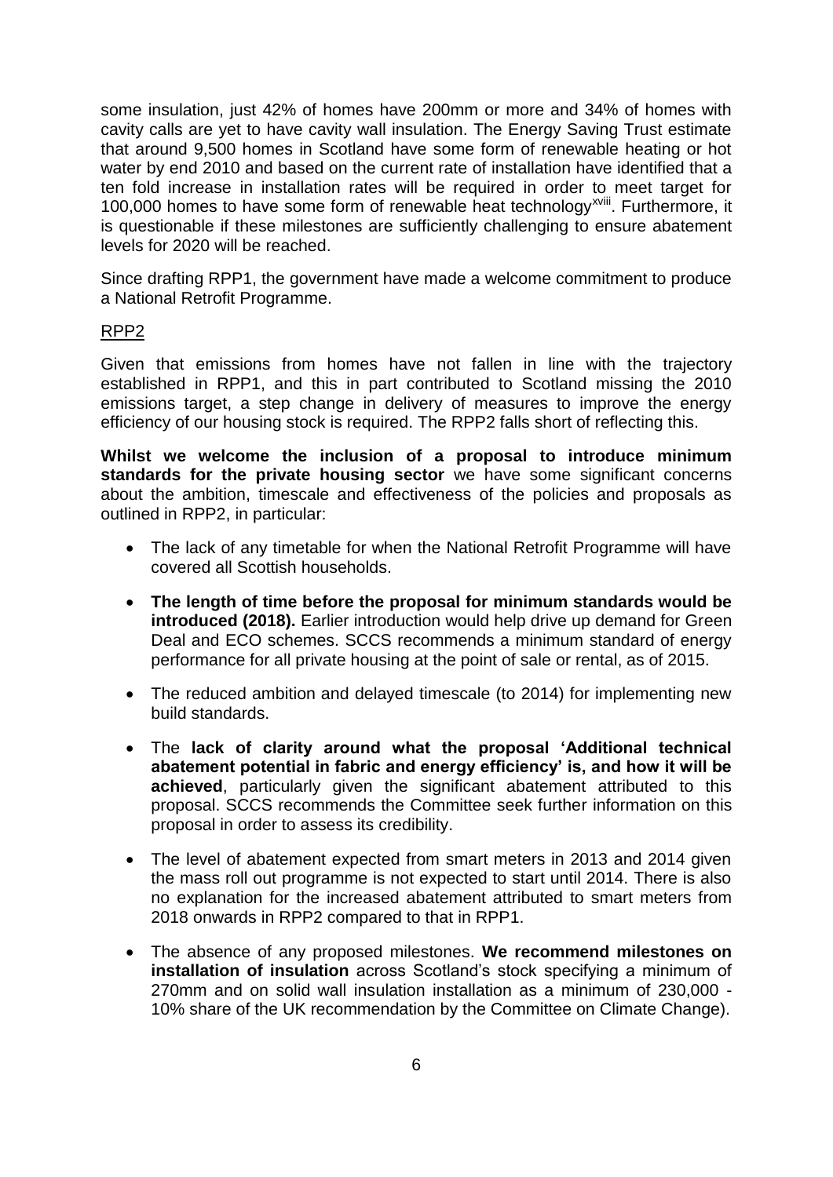some insulation, just 42% of homes have 200mm or more and 34% of homes with cavity calls are yet to have cavity wall insulation. The Energy Saving Trust estimate that around 9,500 homes in Scotland have some form of renewable heating or hot water by end 2010 and based on the current rate of installation have identified that a ten fold increase in installation rates will be required in order to meet target for 100,000 homes to have some form of renewable heat technology[xviii]. Furthermore, it is questionable if these milestones are sufficiently challenging to ensure abatement levels for 2020 will be reached.

Since drafting RPP1, the government have made a welcome commitment to produce a National Retrofit Programme.

<u>RPP2</u>

Given that emissions from homes have not fallen in line with the trajectory established in RPP1, and this in part contributed to Scotland missing the 2010 emissions target, a step change in delivery of measures to improve the energy efficiency of our housing stock is required. The RPP2 falls short of reflecting this.

**Whilst we welcome the inclusion of a proposal to introduce minimum standards for the private housing sector** we have some significant concerns about the ambition, timescale and effectiveness of the policies and proposals as outlined in RPP2, in particular:

- The lack of any timetable for when the National Retrofit Programme will have covered all Scottish households.
- **The length of time before the proposal for minimum standards would be introduced (2018).** Earlier introduction would help drive up demand for Green Deal and ECO schemes. SCCS recommends a minimum standard of energy performance for all private housing at the point of sale or rental, as of 2015.
- The reduced ambition and delayed timescale (to 2014) for implementing new build standards.
- The **lack of clarity around what the proposal 'Additional technical abatement potential in fabric and energy efficiency' is, and how it will be achieved**, particularly given the significant abatement attributed to this proposal. SCCS recommends the Committee seek further information on this proposal in order to assess its credibility.
- The level of abatement expected from smart meters in 2013 and 2014 given the mass roll out programme is not expected to start until 2014. There is also no explanation for the increased abatement attributed to smart meters from 2018 onwards in RPP2 compared to that in RPP1.
- The absence of any proposed milestones. **We recommend milestones on installation of insulation** across Scotland's stock specifying a minimum of 270mm and on solid wall insulation installation as a minimum of 230,000 - 10% share of the UK recommendation by the Committee on Climate Change).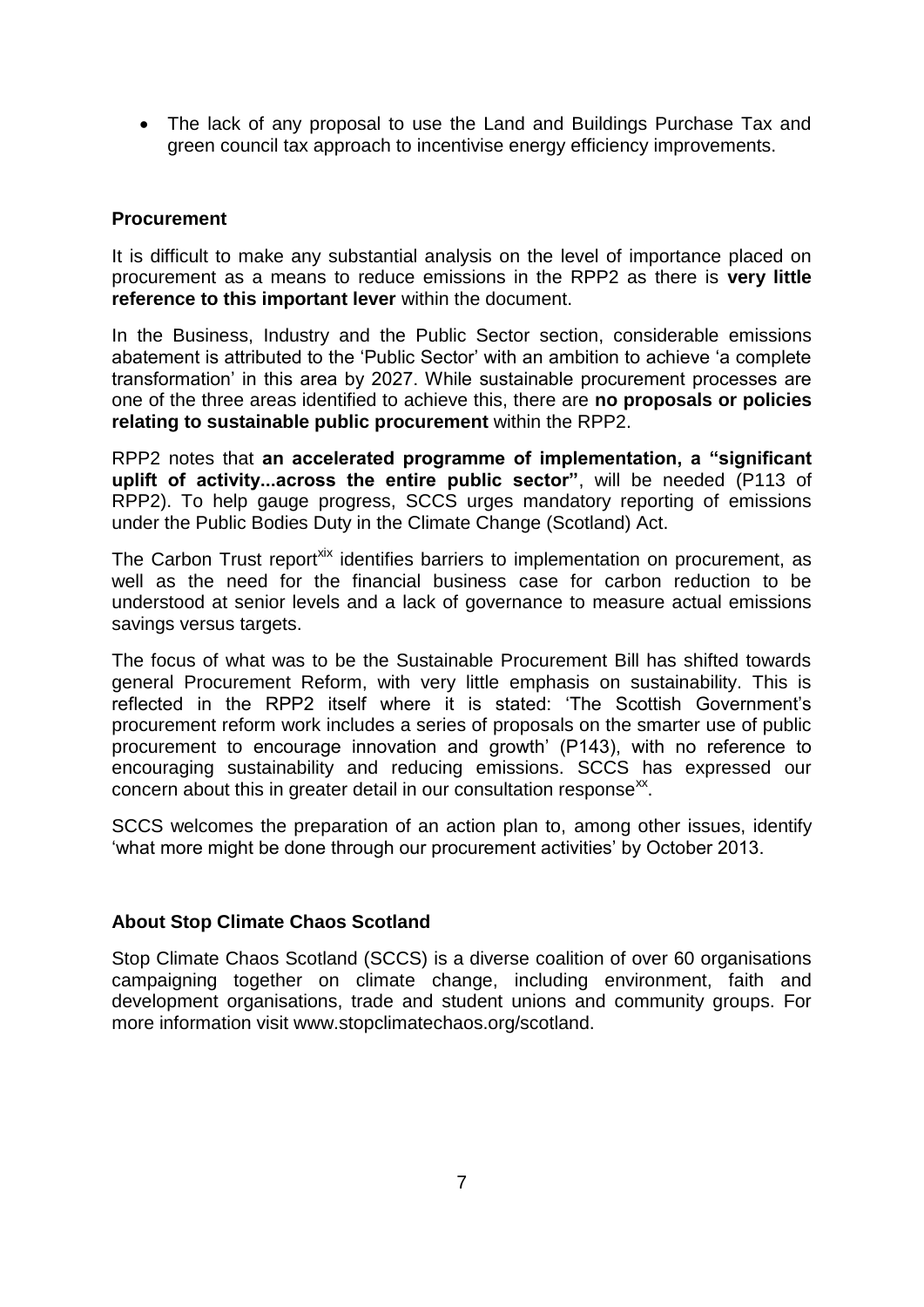- The lack of any proposal to use the Land and Buildings Purchase Tax and green council tax approach to incentivise energy efficiency improvements.

### Procurement

It is difficult to make any substantial analysis on the level of importance placed on procurement as a means to reduce emissions in the RPP2 as there is **very little reference to this important lever** within the document.

In the Business, Industry and the Public Sector section, considerable emissions abatement is attributed to the 'Public Sector' with an ambition to achieve 'a complete transformation' in this area by 2027. While sustainable procurement processes are one of the three areas identified to achieve this, there are **no proposals or policies relating to sustainable public procurement** within the RPP2.

RPP2 notes that **an accelerated programme of implementation, a "significant uplift of activity...across the entire public sector"**, will be needed (P113 of RPP2). To help gauge progress, SCCS urges mandatory reporting of emissions under the Public Bodies Duty in the Climate Change (Scotland) Act.

The Carbon Trust report[xix] identifies barriers to implementation on procurement, as well as the need for the financial business case for carbon reduction to be understood at senior levels and a lack of governance to measure actual emissions savings versus targets.

The focus of what was to be the Sustainable Procurement Bill has shifted towards general Procurement Reform, with very little emphasis on sustainability. This is reflected in the RPP2 itself where it is stated: 'The Scottish Government's procurement reform work includes a series of proposals on the smarter use of public procurement to encourage innovation and growth' (P143), with no reference to encouraging sustainability and reducing emissions. SCCS has expressed our concern about this in greater detail in our consultation response[xx].

SCCS welcomes the preparation of an action plan to, among other issues, identify 'what more might be done through our procurement activities' by October 2013.

### About Stop Climate Chaos Scotland

Stop Climate Chaos Scotland (SCCS) is a diverse coalition of over 60 organisations campaigning together on climate change, including environment, faith and development organisations, trade and student unions and community groups. For more information visit www.stopclimatechaos.org/scotland.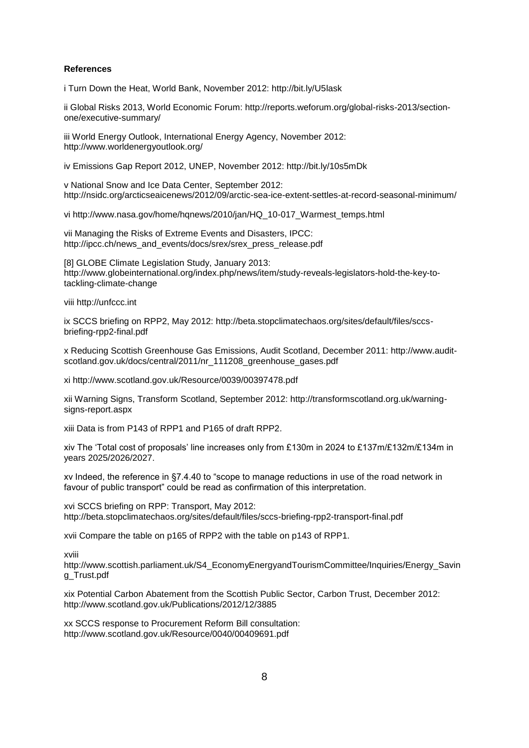**References**

i Turn Down the Heat, World Bank, November 2012: http://bit.ly/U5lask

ii Global Risks 2013, World Economic Forum: http://reports.weforum.org/global-risks-2013/section-one/executive-summary/

iii World Energy Outlook, International Energy Agency, November 2012: http://www.worldenergyoutlook.org/

iv Emissions Gap Report 2012, UNEP, November 2012: http://bit.ly/10s5mDk

v National Snow and Ice Data Center, September 2012: http://nsidc.org/arcticseaicenews/2012/09/arctic-sea-ice-extent-settles-at-record-seasonal-minimum/

vi http://www.nasa.gov/home/hqnews/2010/jan/HQ_10-017_Warmest_temps.html

vii Managing the Risks of Extreme Events and Disasters, IPCC: http://ipcc.ch/news_and_events/docs/srex/srex_press_release.pdf

[8] GLOBE Climate Legislation Study, January 2013: http://www.globeinternational.org/index.php/news/item/study-reveals-legislators-hold-the-key-to-tackling-climate-change

viii http://unfccc.int

ix SCCS briefing on RPP2, May 2012: http://beta.stopclimatechaos.org/sites/default/files/sccs-briefing-rpp2-final.pdf

x Reducing Scottish Greenhouse Gas Emissions, Audit Scotland, December 2011: http://www.audit-scotland.gov.uk/docs/central/2011/nr_111208_greenhouse_gases.pdf

xi http://www.scotland.gov.uk/Resource/0039/00397478.pdf

xii Warning Signs, Transform Scotland, September 2012: http://transformscotland.org.uk/warning-signs-report.aspx

xiii Data is from P143 of RPP1 and P165 of draft RPP2.

xiv The 'Total cost of proposals' line increases only from £130m in 2024 to £137m/£132m/£134m in years 2025/2026/2027.

xv Indeed, the reference in §7.4.40 to "scope to manage reductions in use of the road network in favour of public transport" could be read as confirmation of this interpretation.

xvi SCCS briefing on RPP: Transport, May 2012: http://beta.stopclimatechaos.org/sites/default/files/sccs-briefing-rpp2-transport-final.pdf

xvii Compare the table on p165 of RPP2 with the table on p143 of RPP1.

xviii http://www.scottish.parliament.uk/S4_EconomyEnergyandTourismCommittee/Inquiries/Energy_Saving_Trust.pdf

xix Potential Carbon Abatement from the Scottish Public Sector, Carbon Trust, December 2012: http://www.scotland.gov.uk/Publications/2012/12/3885

xx SCCS response to Procurement Reform Bill consultation: http://www.scotland.gov.uk/Resource/0040/00409691.pdf